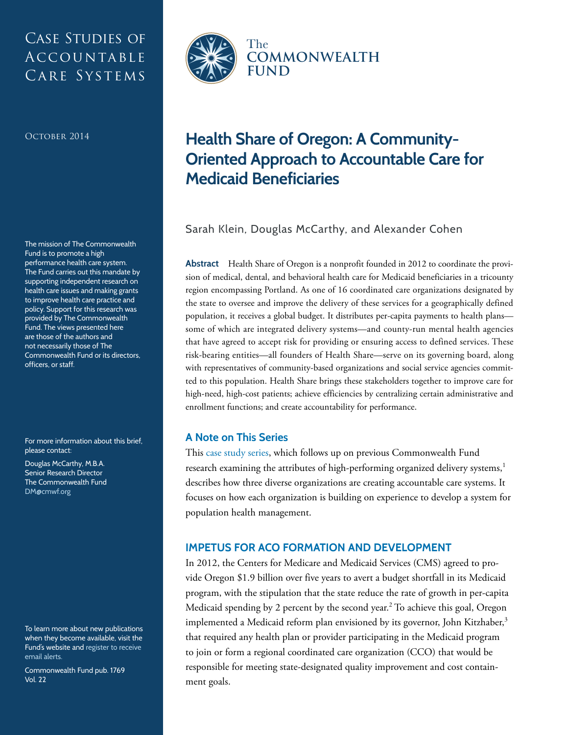# Case Studies of Accountable Care Systems

October 2014

The Commonwealth Fund

# Health Share of Oregon: A Community-Oriented Approach to Accountable Care for Medicaid Beneficiaries

Sarah Klein, Douglas McCarthy, and Alexander Cohen

**Abstract** Health Share of Oregon is a nonprofit founded in 2012 to coordinate the provision of medical, dental, and behavioral health care for Medicaid beneficiaries in a tricounty region encompassing Portland. As one of 16 coordinated care organizations designated by the state to oversee and improve the delivery of these services for a geographically defined population, it receives a global budget. It distributes per-capita payments to health plans—some of which are integrated delivery systems—and county-run mental health agencies that have agreed to accept risk for providing or ensuring access to defined services. These risk-bearing entities—all founders of Health Share—serve on its governing board, along with representatives of community-based organizations and social service agencies committed to this population. Health Share brings these stakeholders together to improve care for high-need, high-cost patients; achieve efficiencies by centralizing certain administrative and enrollment functions; and create accountability for performance.

The mission of The Commonwealth Fund is to promote a high performance health care system. The Fund carries out this mandate by supporting independent research on health care issues and making grants to improve health care practice and policy. Support for this research was provided by The Commonwealth Fund. The views presented here are those of the authors and not necessarily those of The Commonwealth Fund or its directors, officers, or staff.

For more information about this brief, please contact:

Douglas McCarthy, M.B.A.
Senior Research Director
The Commonwealth Fund
DM@cmwf.org

To learn more about new publications when they become available, visit the Fund's website and register to receive email alerts.

Commonwealth Fund pub. 1769
Vol. 22

## A Note on This Series

This case study series, which follows up on previous Commonwealth Fund research examining the attributes of high-performing organized delivery systems,[1] describes how three diverse organizations are creating accountable care systems. It focuses on how each organization is building on experience to develop a system for population health management.

## IMPETUS FOR ACO FORMATION AND DEVELOPMENT

In 2012, the Centers for Medicare and Medicaid Services (CMS) agreed to provide Oregon $1.9 billion over five years to avert a budget shortfall in its Medicaid program, with the stipulation that the state reduce the rate of growth in per-capita Medicaid spending by 2 percent by the second year.[2] To achieve this goal, Oregon implemented a Medicaid reform plan envisioned by its governor, John Kitzhaber,[3] that required any health plan or provider participating in the Medicaid program to join or form a regional coordinated care organization (CCO) that would be responsible for meeting state-designated quality improvement and cost containment goals.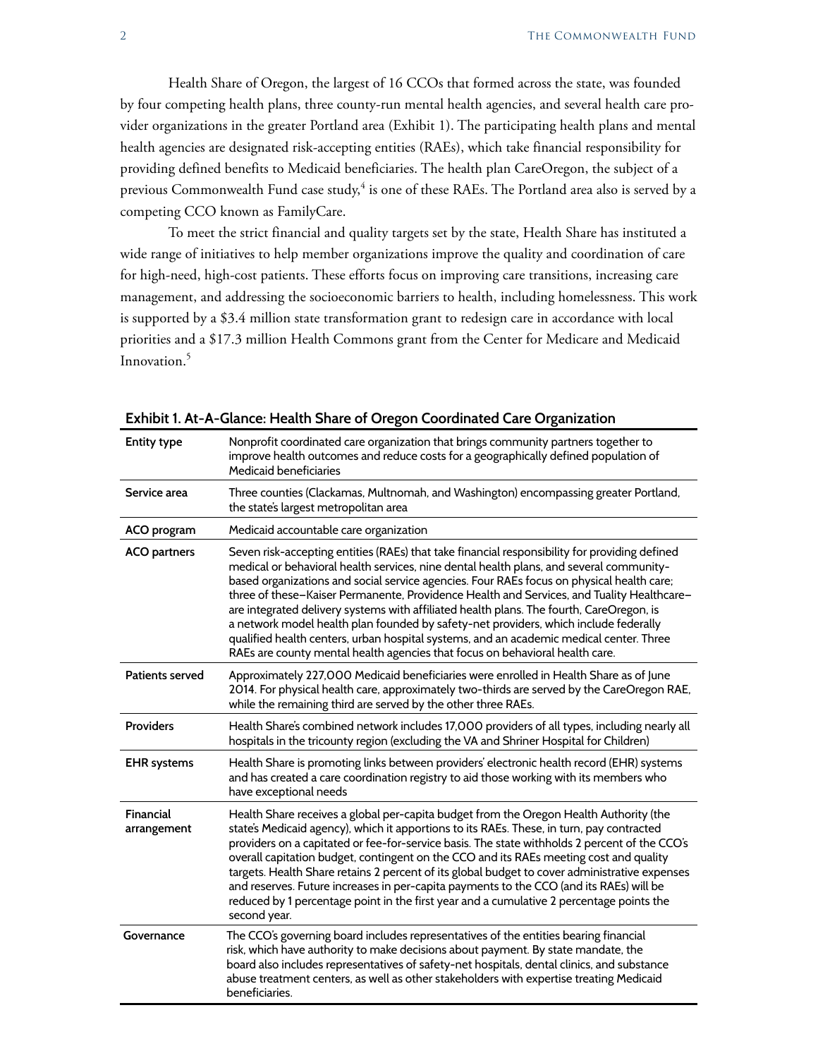Health Share of Oregon, the largest of 16 CCOs that formed across the state, was founded by four competing health plans, three county-run mental health agencies, and several health care provider organizations in the greater Portland area (Exhibit 1). The participating health plans and mental health agencies are designated risk-accepting entities (RAEs), which take financial responsibility for providing defined benefits to Medicaid beneficiaries. The health plan CareOregon, the subject of a previous Commonwealth Fund case study,[4] is one of these RAEs. The Portland area also is served by a competing CCO known as FamilyCare.

To meet the strict financial and quality targets set by the state, Health Share has instituted a wide range of initiatives to help member organizations improve the quality and coordination of care for high-need, high-cost patients. These efforts focus on improving care transitions, increasing care management, and addressing the socioeconomic barriers to health, including homelessness. This work is supported by a $3.4 million state transformation grant to redesign care in accordance with local priorities and a $17.3 million Health Commons grant from the Center for Medicare and Medicaid Innovation.[5]

**Exhibit 1. At-A-Glance: Health Share of Oregon Coordinated Care Organization**

| | |
|---|---|
| **Entity type** | Nonprofit coordinated care organization that brings community partners together to improve health outcomes and reduce costs for a geographically defined population of Medicaid beneficiaries |
| **Service area** | Three counties (Clackamas, Multnomah, and Washington) encompassing greater Portland, the state's largest metropolitan area |
| **ACO program** | Medicaid accountable care organization |
| **ACO partners** | Seven risk-accepting entities (RAEs) that take financial responsibility for providing defined medical or behavioral health services, nine dental health plans, and several community-based organizations and social service agencies. Four RAEs focus on physical health care; three of these—Kaiser Permanente, Providence Health and Services, and Tuality Healthcare—are integrated delivery systems with affiliated health plans. The fourth, CareOregon, is a network model health plan founded by safety-net providers, which include federally qualified health centers, urban hospital systems, and an academic medical center. Three RAEs are county mental health agencies that focus on behavioral health care. |
| **Patients served** | Approximately 227,000 Medicaid beneficiaries were enrolled in Health Share as of June 2014. For physical health care, approximately two-thirds are served by the CareOregon RAE, while the remaining third are served by the other three RAEs. |
| **Providers** | Health Share's combined network includes 17,000 providers of all types, including nearly all hospitals in the tricounty region (excluding the VA and Shriner Hospital for Children) |
| **EHR systems** | Health Share is promoting links between providers' electronic health record (EHR) systems and has created a care coordination registry to aid those working with its members who have exceptional needs |
| **Financial arrangement** | Health Share receives a global per-capita budget from the Oregon Health Authority (the state's Medicaid agency), which it apportions to its RAEs. These, in turn, pay contracted providers on a capitated or fee-for-service basis. The state withholds 2 percent of the CCO's overall capitation budget, contingent on the CCO and its RAEs meeting cost and quality targets. Health Share retains 2 percent of its global budget to cover administrative expenses and reserves. Future increases in per-capita payments to the CCO (and its RAEs) will be reduced by 1 percentage point in the first year and a cumulative 2 percentage points the second year. |
| **Governance** | The CCO's governing board includes representatives of the entities bearing financial risk, which have authority to make decisions about payment. By state mandate, the board also includes representatives of safety-net hospitals, dental clinics, and substance abuse treatment centers, as well as other stakeholders with expertise treating Medicaid beneficiaries. |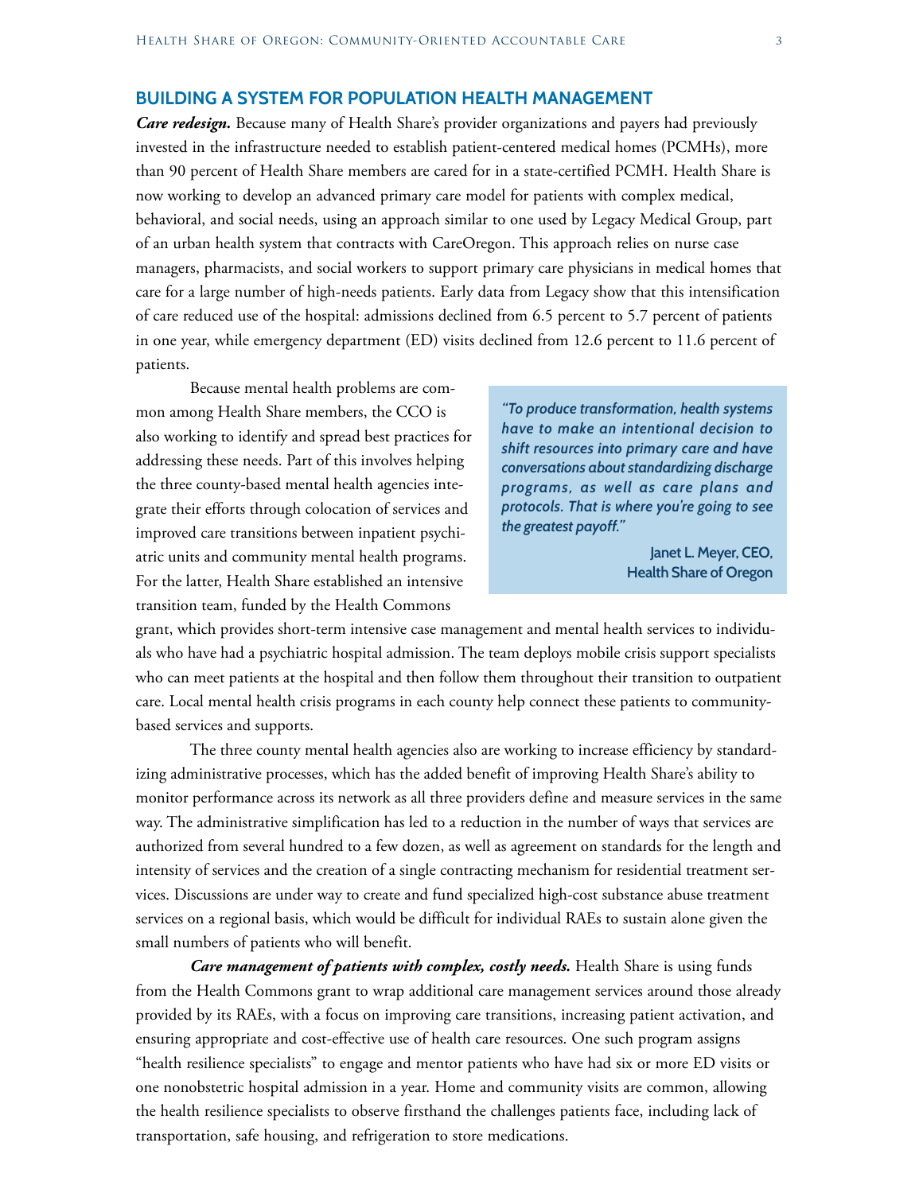## BUILDING A SYSTEM FOR POPULATION HEALTH MANAGEMENT

***Care redesign.*** Because many of Health Share's provider organizations and payers had previously invested in the infrastructure needed to establish patient-centered medical homes (PCMHs), more than 90 percent of Health Share members are cared for in a state-certified PCMH. Health Share is now working to develop an advanced primary care model for patients with complex medical, behavioral, and social needs, using an approach similar to one used by Legacy Medical Group, part of an urban health system that contracts with CareOregon. This approach relies on nurse case managers, pharmacists, and social workers to support primary care physicians in medical homes that care for a large number of high-needs patients. Early data from Legacy show that this intensification of care reduced use of the hospital: admissions declined from 6.5 percent to 5.7 percent of patients in one year, while emergency department (ED) visits declined from 12.6 percent to 11.6 percent of patients.

Because mental health problems are common among Health Share members, the CCO is also working to identify and spread best practices for addressing these needs. Part of this involves helping the three county-based mental health agencies integrate their efforts through colocation of services and improved care transitions between inpatient psychiatric units and community mental health programs. For the latter, Health Share established an intensive transition team, funded by the Health Commons grant, which provides short-term intensive case management and mental health services to individuals who have had a psychiatric hospital admission. The team deploys mobile crisis support specialists who can meet patients at the hospital and then follow them throughout their transition to outpatient care. Local mental health crisis programs in each county help connect these patients to community-based services and supports.

> ***"To produce transformation, health systems have to make an intentional decision to shift resources into primary care and have conversations about standardizing discharge programs, as well as care plans and protocols. That is where you're going to see the greatest payoff."***
>
> **Janet L. Meyer, CEO, Health Share of Oregon**

The three county mental health agencies also are working to increase efficiency by standardizing administrative processes, which has the added benefit of improving Health Share's ability to monitor performance across its network as all three providers define and measure services in the same way. The administrative simplification has led to a reduction in the number of ways that services are authorized from several hundred to a few dozen, as well as agreement on standards for the length and intensity of services and the creation of a single contracting mechanism for residential treatment services. Discussions are under way to create and fund specialized high-cost substance abuse treatment services on a regional basis, which would be difficult for individual RAEs to sustain alone given the small numbers of patients who will benefit.

***Care management of patients with complex, costly needs.*** Health Share is using funds from the Health Commons grant to wrap additional care management services around those already provided by its RAEs, with a focus on improving care transitions, increasing patient activation, and ensuring appropriate and cost-effective use of health care resources. One such program assigns "health resilience specialists" to engage and mentor patients who have had six or more ED visits or one nonobstetric hospital admission in a year. Home and community visits are common, allowing the health resilience specialists to observe firsthand the challenges patients face, including lack of transportation, safe housing, and refrigeration to store medications.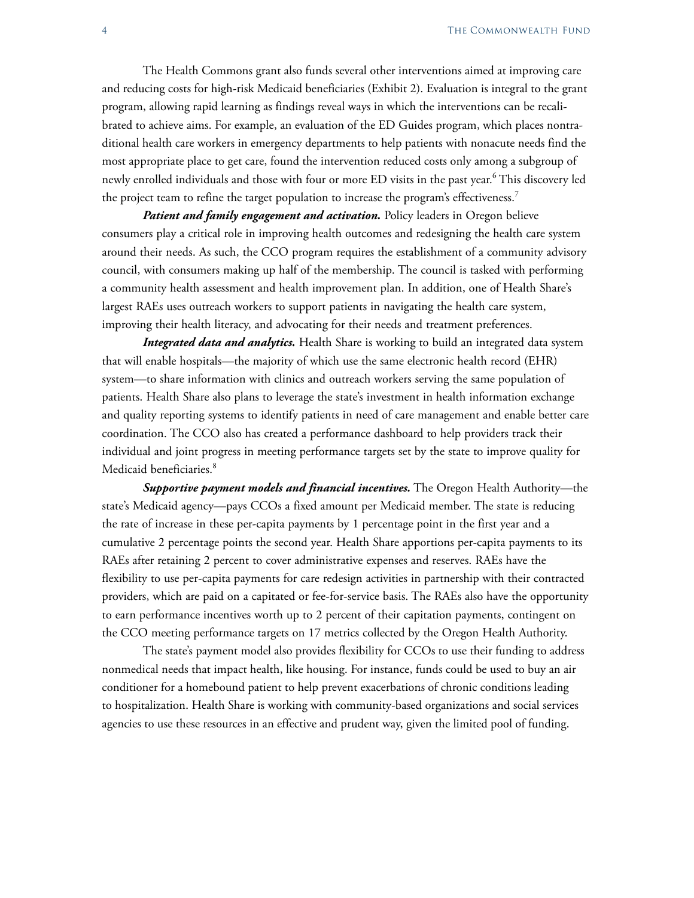The Health Commons grant also funds several other interventions aimed at improving care and reducing costs for high-risk Medicaid beneficiaries (Exhibit 2). Evaluation is integral to the grant program, allowing rapid learning as findings reveal ways in which the interventions can be recalibrated to achieve aims. For example, an evaluation of the ED Guides program, which places nontraditional health care workers in emergency departments to help patients with nonacute needs find the most appropriate place to get care, found the intervention reduced costs only among a subgroup of newly enrolled individuals and those with four or more ED visits in the past year.[6] This discovery led the project team to refine the target population to increase the program's effectiveness.[7]

***Patient and family engagement and activation.*** Policy leaders in Oregon believe consumers play a critical role in improving health outcomes and redesigning the health care system around their needs. As such, the CCO program requires the establishment of a community advisory council, with consumers making up half of the membership. The council is tasked with performing a community health assessment and health improvement plan. In addition, one of Health Share's largest RAEs uses outreach workers to support patients in navigating the health care system, improving their health literacy, and advocating for their needs and treatment preferences.

***Integrated data and analytics.*** Health Share is working to build an integrated data system that will enable hospitals—the majority of which use the same electronic health record (EHR) system—to share information with clinics and outreach workers serving the same population of patients. Health Share also plans to leverage the state's investment in health information exchange and quality reporting systems to identify patients in need of care management and enable better care coordination. The CCO also has created a performance dashboard to help providers track their individual and joint progress in meeting performance targets set by the state to improve quality for Medicaid beneficiaries.[8]

***Supportive payment models and financial incentives.*** The Oregon Health Authority—the state's Medicaid agency—pays CCOs a fixed amount per Medicaid member. The state is reducing the rate of increase in these per-capita payments by 1 percentage point in the first year and a cumulative 2 percentage points the second year. Health Share apportions per-capita payments to its RAEs after retaining 2 percent to cover administrative expenses and reserves. RAEs have the flexibility to use per-capita payments for care redesign activities in partnership with their contracted providers, which are paid on a capitated or fee-for-service basis. The RAEs also have the opportunity to earn performance incentives worth up to 2 percent of their capitation payments, contingent on the CCO meeting performance targets on 17 metrics collected by the Oregon Health Authority.

The state's payment model also provides flexibility for CCOs to use their funding to address nonmedical needs that impact health, like housing. For instance, funds could be used to buy an air conditioner for a homebound patient to help prevent exacerbations of chronic conditions leading to hospitalization. Health Share is working with community-based organizations and social services agencies to use these resources in an effective and prudent way, given the limited pool of funding.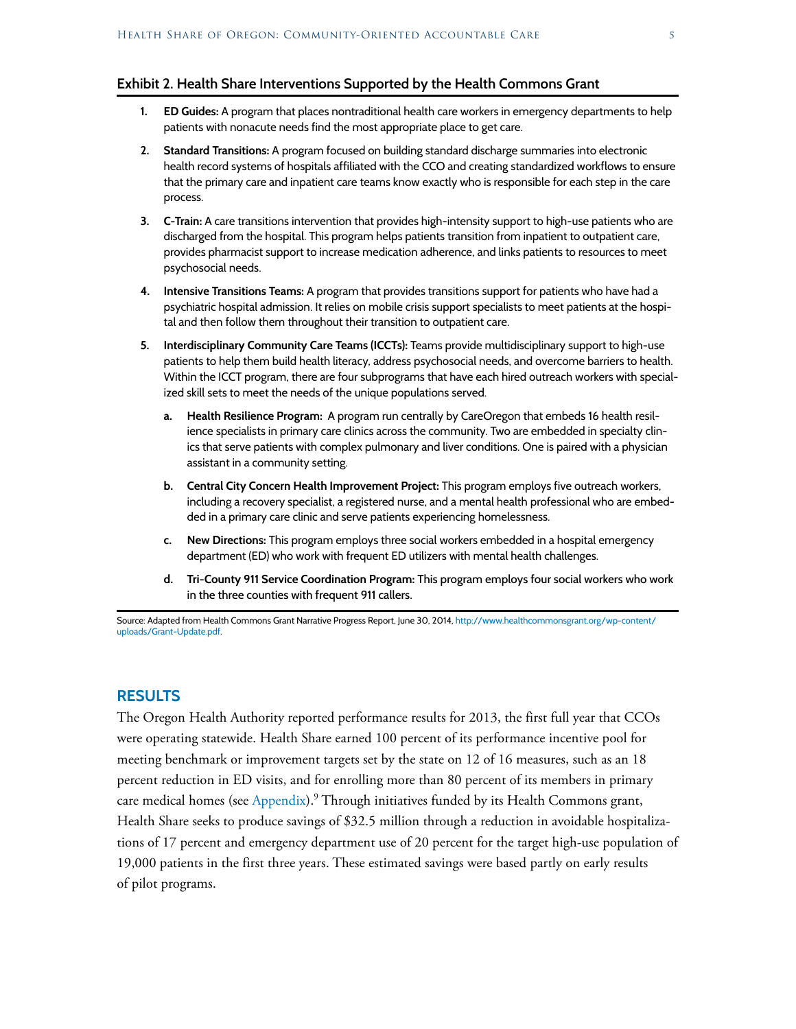### Exhibit 2. Health Share Interventions Supported by the Health Commons Grant

1. **ED Guides:** A program that places nontraditional health care workers in emergency departments to help patients with nonacute needs find the most appropriate place to get care.
2. **Standard Transitions:** A program focused on building standard discharge summaries into electronic health record systems of hospitals affiliated with the CCO and creating standardized workflows to ensure that the primary care and inpatient care teams know exactly who is responsible for each step in the care process.
3. **C-Train:** A care transitions intervention that provides high-intensity support to high-use patients who are discharged from the hospital. This program helps patients transition from inpatient to outpatient care, provides pharmacist support to increase medication adherence, and links patients to resources to meet psychosocial needs.
4. **Intensive Transitions Teams:** A program that provides transitions support for patients who have had a psychiatric hospital admission. It relies on mobile crisis support specialists to meet patients at the hospital and then follow them throughout their transition to outpatient care.
5. **Interdisciplinary Community Care Teams (ICCTs):** Teams provide multidisciplinary support to high-use patients to help them build health literacy, address psychosocial needs, and overcome barriers to health. Within the ICCT program, there are four subprograms that have each hired outreach workers with specialized skill sets to meet the needs of the unique populations served.
   a. **Health Resilience Program:** A program run centrally by CareOregon that embeds 16 health resilience specialists in primary care clinics across the community. Two are embedded in specialty clinics that serve patients with complex pulmonary and liver conditions. One is paired with a physician assistant in a community setting.
   b. **Central City Concern Health Improvement Project:** This program employs five outreach workers, including a recovery specialist, a registered nurse, and a mental health professional who are embedded in a primary care clinic and serve patients experiencing homelessness.
   c. **New Directions:** This program employs three social workers embedded in a hospital emergency department (ED) who work with frequent ED utilizers with mental health challenges.
   d. **Tri-County 911 Service Coordination Program:** This program employs four social workers who work in the three counties with frequent 911 callers.

Source: Adapted from Health Commons Grant Narrative Progress Report, June 30, 2014, http://www.healthcommonsgrant.org/wp-content/uploads/Grant-Update.pdf.

## RESULTS

The Oregon Health Authority reported performance results for 2013, the first full year that CCOs were operating statewide. Health Share earned 100 percent of its performance incentive pool for meeting benchmark or improvement targets set by the state on 12 of 16 measures, such as an 18 percent reduction in ED visits, and for enrolling more than 80 percent of its members in primary care medical homes (see Appendix).[9] Through initiatives funded by its Health Commons grant, Health Share seeks to produce savings of $32.5 million through a reduction in avoidable hospitalizations of 17 percent and emergency department use of 20 percent for the target high-use population of 19,000 patients in the first three years. These estimated savings were based partly on early results of pilot programs.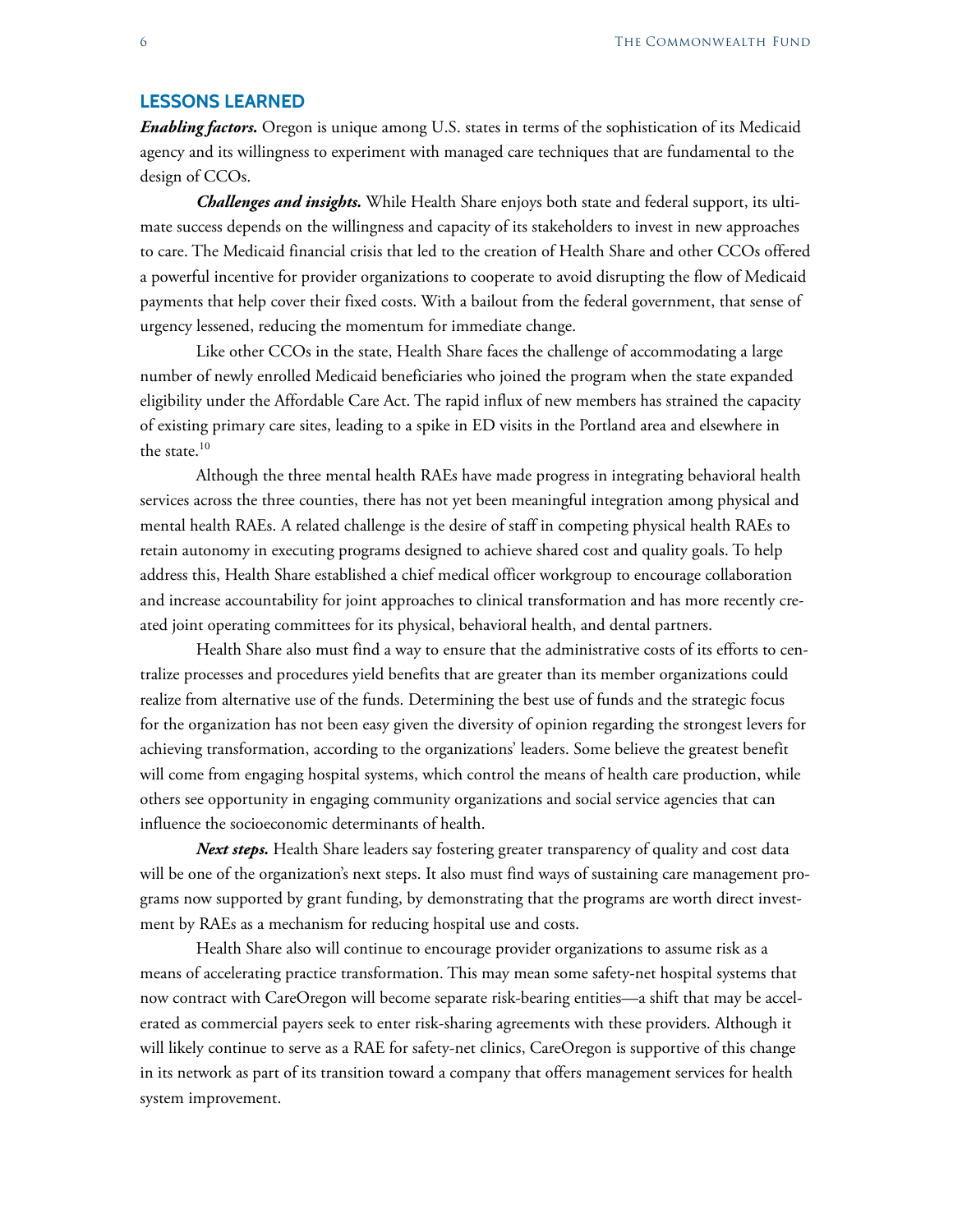## LESSONS LEARNED

***Enabling factors.*** Oregon is unique among U.S. states in terms of the sophistication of its Medicaid agency and its willingness to experiment with managed care techniques that are fundamental to the design of CCOs.

***Challenges and insights.*** While Health Share enjoys both state and federal support, its ultimate success depends on the willingness and capacity of its stakeholders to invest in new approaches to care. The Medicaid financial crisis that led to the creation of Health Share and other CCOs offered a powerful incentive for provider organizations to cooperate to avoid disrupting the flow of Medicaid payments that help cover their fixed costs. With a bailout from the federal government, that sense of urgency lessened, reducing the momentum for immediate change.

Like other CCOs in the state, Health Share faces the challenge of accommodating a large number of newly enrolled Medicaid beneficiaries who joined the program when the state expanded eligibility under the Affordable Care Act. The rapid influx of new members has strained the capacity of existing primary care sites, leading to a spike in ED visits in the Portland area and elsewhere in the state.[10]

Although the three mental health RAEs have made progress in integrating behavioral health services across the three counties, there has not yet been meaningful integration among physical and mental health RAEs. A related challenge is the desire of staff in competing physical health RAEs to retain autonomy in executing programs designed to achieve shared cost and quality goals. To help address this, Health Share established a chief medical officer workgroup to encourage collaboration and increase accountability for joint approaches to clinical transformation and has more recently created joint operating committees for its physical, behavioral health, and dental partners.

Health Share also must find a way to ensure that the administrative costs of its efforts to centralize processes and procedures yield benefits that are greater than its member organizations could realize from alternative use of the funds. Determining the best use of funds and the strategic focus for the organization has not been easy given the diversity of opinion regarding the strongest levers for achieving transformation, according to the organizations' leaders. Some believe the greatest benefit will come from engaging hospital systems, which control the means of health care production, while others see opportunity in engaging community organizations and social service agencies that can influence the socioeconomic determinants of health.

***Next steps.*** Health Share leaders say fostering greater transparency of quality and cost data will be one of the organization's next steps. It also must find ways of sustaining care management programs now supported by grant funding, by demonstrating that the programs are worth direct investment by RAEs as a mechanism for reducing hospital use and costs.

Health Share also will continue to encourage provider organizations to assume risk as a means of accelerating practice transformation. This may mean some safety-net hospital systems that now contract with CareOregon will become separate risk-bearing entities—a shift that may be accelerated as commercial payers seek to enter risk-sharing agreements with these providers. Although it will likely continue to serve as a RAE for safety-net clinics, CareOregon is supportive of this change in its network as part of its transition toward a company that offers management services for health system improvement.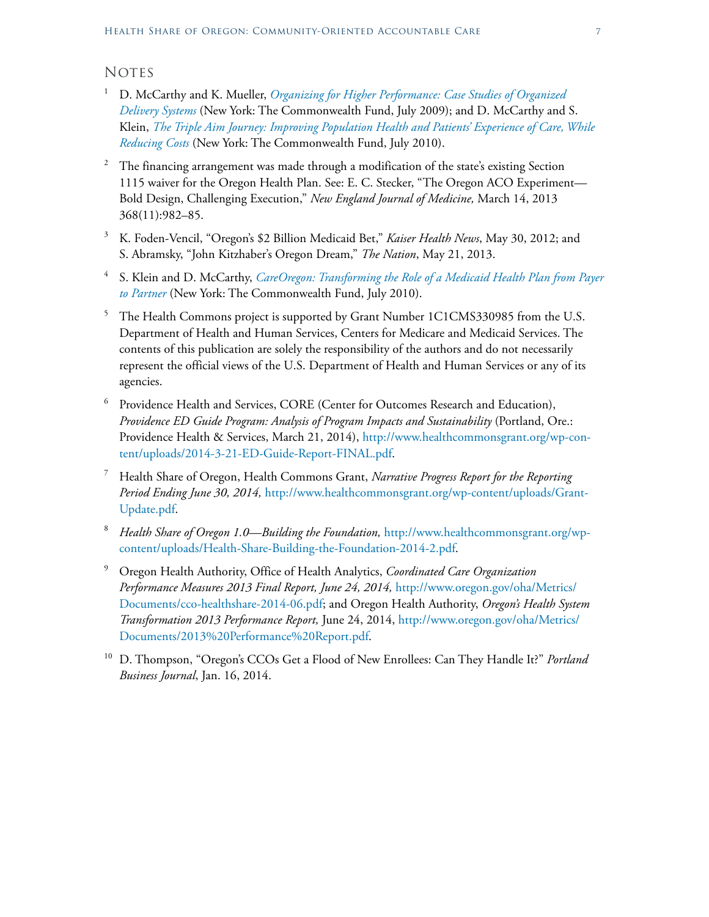## Notes

1. D. McCarthy and K. Mueller, *Organizing for Higher Performance: Case Studies of Organized Delivery Systems* (New York: The Commonwealth Fund, July 2009); and D. McCarthy and S. Klein, *The Triple Aim Journey: Improving Population Health and Patients' Experience of Care, While Reducing Costs* (New York: The Commonwealth Fund, July 2010).

2. The financing arrangement was made through a modification of the state's existing Section 1115 waiver for the Oregon Health Plan. See: E. C. Stecker, "The Oregon ACO Experiment—Bold Design, Challenging Execution," *New England Journal of Medicine,* March 14, 2013 368(11):982–85.

3. K. Foden-Vencil, "Oregon's $2 Billion Medicaid Bet," *Kaiser Health News*, May 30, 2012; and S. Abramsky, "John Kitzhaber's Oregon Dream," *The Nation*, May 21, 2013.

4. S. Klein and D. McCarthy, *CareOregon: Transforming the Role of a Medicaid Health Plan from Payer to Partner* (New York: The Commonwealth Fund, July 2010).

5. The Health Commons project is supported by Grant Number 1C1CMS330985 from the U.S. Department of Health and Human Services, Centers for Medicare and Medicaid Services. The contents of this publication are solely the responsibility of the authors and do not necessarily represent the official views of the U.S. Department of Health and Human Services or any of its agencies.

6. Providence Health and Services, CORE (Center for Outcomes Research and Education), *Providence ED Guide Program: Analysis of Program Impacts and Sustainability* (Portland, Ore.: Providence Health & Services, March 21, 2014), http://www.healthcommonsgrant.org/wp-content/uploads/2014-3-21-ED-Guide-Report-FINAL.pdf.

7. Health Share of Oregon, Health Commons Grant, *Narrative Progress Report for the Reporting Period Ending June 30, 2014,* http://www.healthcommonsgrant.org/wp-content/uploads/Grant-Update.pdf.

8. *Health Share of Oregon 1.0—Building the Foundation,* http://www.healthcommonsgrant.org/wp-content/uploads/Health-Share-Building-the-Foundation-2014-2.pdf.

9. Oregon Health Authority, Office of Health Analytics, *Coordinated Care Organization Performance Measures 2013 Final Report, June 24, 2014,* http://www.oregon.gov/oha/Metrics/Documents/cco-healthshare-2014-06.pdf; and Oregon Health Authority, *Oregon's Health System Transformation 2013 Performance Report,* June 24, 2014, http://www.oregon.gov/oha/Metrics/Documents/2013%20Performance%20Report.pdf.

10. D. Thompson, "Oregon's CCOs Get a Flood of New Enrollees: Can They Handle It?" *Portland Business Journal*, Jan. 16, 2014.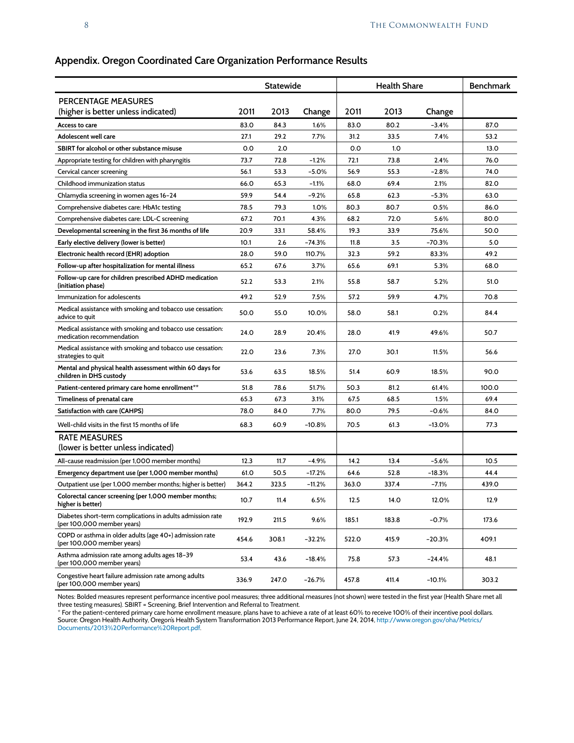## Appendix. Oregon Coordinated Care Organization Performance Results

| | Statewide | | | Health Share | | | Benchmark |
|---|---|---|---|---|---|---|---|
| PERCENTAGE MEASURES (higher is better unless indicated) | 2011 | 2013 | Change | 2011 | 2013 | Change | |
| **Access to care** | 83.0 | 84.3 | 1.6% | 83.0 | 80.2 | –3.4% | 87.0 |
| **Adolescent well care** | 27.1 | 29.2 | 7.7% | 31.2 | 33.5 | 7.4% | 53.2 |
| **SBIRT for alcohol or other substance misuse** | 0.0 | 2.0 | | 0.0 | 1.0 | | 13.0 |
| Appropriate testing for children with pharyngitis | 73.7 | 72.8 | –1.2% | 72.1 | 73.8 | 2.4% | 76.0 |
| Cervical cancer screening | 56.1 | 53.3 | –5.0% | 56.9 | 55.3 | –2.8% | 74.0 |
| Childhood immunization status | 66.0 | 65.3 | –1.1% | 68.0 | 69.4 | 2.1% | 82.0 |
| Chlamydia screening in women ages 16–24 | 59.9 | 54.4 | –9.2% | 65.8 | 62.3 | –5.3% | 63.0 |
| Comprehensive diabetes care: HbA1c testing | 78.5 | 79.3 | 1.0% | 80.3 | 80.7 | 0.5% | 86.0 |
| Comprehensive diabetes care: LDL-C screening | 67.2 | 70.1 | 4.3% | 68.2 | 72.0 | 5.6% | 80.0 |
| **Developmental screening in the first 36 months of life** | 20.9 | 33.1 | 58.4% | 19.3 | 33.9 | 75.6% | 50.0 |
| **Early elective delivery (lower is better)** | 10.1 | 2.6 | –74.3% | 11.8 | 3.5 | –70.3% | 5.0 |
| **Electronic health record (EHR) adoption** | 28.0 | 59.0 | 110.7% | 32.3 | 59.2 | 83.3% | 49.2 |
| **Follow-up after hospitalization for mental illness** | 65.2 | 67.6 | 3.7% | 65.6 | 69.1 | 5.3% | 68.0 |
| **Follow-up care for children prescribed ADHD medication (initiation phase)** | 52.2 | 53.3 | 2.1% | 55.8 | 58.7 | 5.2% | 51.0 |
| Immunization for adolescents | 49.2 | 52.9 | 7.5% | 57.2 | 59.9 | 4.7% | 70.8 |
| Medical assistance with smoking and tobacco use cessation: advice to quit | 50.0 | 55.0 | 10.0% | 58.0 | 58.1 | 0.2% | 84.4 |
| Medical assistance with smoking and tobacco use cessation: medication recommendation | 24.0 | 28.9 | 20.4% | 28.0 | 41.9 | 49.6% | 50.7 |
| Medical assistance with smoking and tobacco use cessation: strategies to quit | 22.0 | 23.6 | 7.3% | 27.0 | 30.1 | 11.5% | 56.6 |
| **Mental and physical health assessment within 60 days for children in DHS custody** | 53.6 | 63.5 | 18.5% | 51.4 | 60.9 | 18.5% | 90.0 |
| **Patient-centered primary care home enrollment**** | 51.8 | 78.6 | 51.7% | 50.3 | 81.2 | 61.4% | 100.0 |
| **Timeliness of prenatal care** | 65.3 | 67.3 | 3.1% | 67.5 | 68.5 | 1.5% | 69.4 |
| **Satisfaction with care (CAHPS)** | 78.0 | 84.0 | 7.7% | 80.0 | 79.5 | –0.6% | 84.0 |
| Well-child visits in the first 15 months of life | 68.3 | 60.9 | –10.8% | 70.5 | 61.3 | –13.0% | 77.3 |
| RATE MEASURES (lower is better unless indicated) | | | | | | | |
| All-cause readmission (per 1,000 member months) | 12.3 | 11.7 | –4.9% | 14.2 | 13.4 | –5.6% | 10.5 |
| **Emergency department use (per 1,000 member months)** | 61.0 | 50.5 | –17.2% | 64.6 | 52.8 | –18.3% | 44.4 |
| Outpatient use (per 1,000 member months; higher is better) | 364.2 | 323.5 | –11.2% | 363.0 | 337.4 | –7.1% | 439.0 |
| **Colorectal cancer screening (per 1,000 member months; higher is better)** | 10.7 | 11.4 | 6.5% | 12.5 | 14.0 | 12.0% | 12.9 |
| Diabetes short-term complications in adults admission rate (per 100,000 member years) | 192.9 | 211.5 | 9.6% | 185.1 | 183.8 | –0.7% | 173.6 |
| COPD or asthma in older adults (age 40+) admission rate (per 100,000 member years) | 454.6 | 308.1 | –32.2% | 522.0 | 415.9 | –20.3% | 409.1 |
| Asthma admission rate among adults ages 18–39 (per 100,000 member years) | 53.4 | 43.6 | –18.4% | 75.8 | 57.3 | –24.4% | 48.1 |
| Congestive heart failure admission rate among adults (per 100,000 member years) | 336.9 | 247.0 | –26.7% | 457.8 | 411.4 | –10.1% | 303.2 |

Notes: Bolded measures represent performance incentive pool measures; three additional measures (not shown) were tested in the first year (Health Share met all three testing measures). SBIRT = Screening, Brief Intervention and Referral to Treatment.

* For the patient-centered primary care home enrollment measure, plans have to achieve a rate of at least 60% to receive 100% of their incentive pool dollars.

Source: Oregon Health Authority, Oregon's Health System Transformation 2013 Performance Report, June 24, 2014, http://www.oregon.gov/oha/Metrics/Documents/2013%20Performance%20Report.pdf.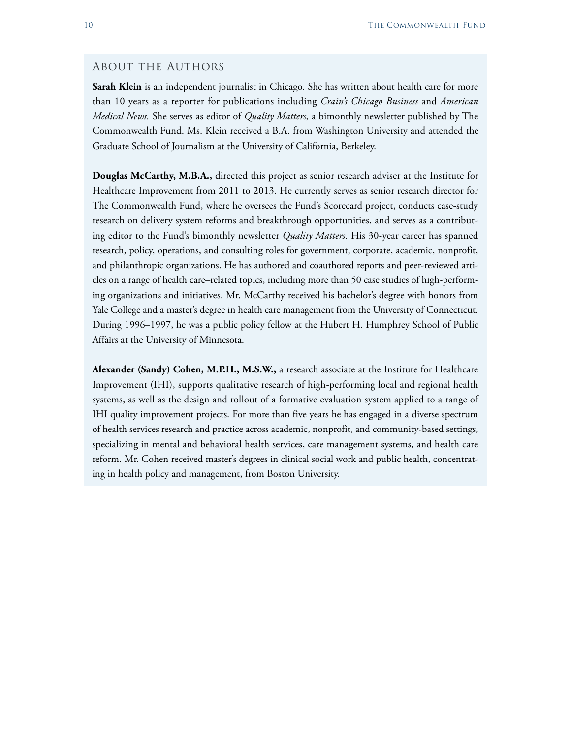## About the Authors

**Sarah Klein** is an independent journalist in Chicago. She has written about health care for more than 10 years as a reporter for publications including *Crain's Chicago Business* and *American Medical News.* She serves as editor of *Quality Matters,* a bimonthly newsletter published by The Commonwealth Fund. Ms. Klein received a B.A. from Washington University and attended the Graduate School of Journalism at the University of California, Berkeley.

**Douglas McCarthy, M.B.A.,** directed this project as senior research adviser at the Institute for Healthcare Improvement from 2011 to 2013. He currently serves as senior research director for The Commonwealth Fund, where he oversees the Fund's Scorecard project, conducts case-study research on delivery system reforms and breakthrough opportunities, and serves as a contributing editor to the Fund's bimonthly newsletter *Quality Matters.* His 30-year career has spanned research, policy, operations, and consulting roles for government, corporate, academic, nonprofit, and philanthropic organizations. He has authored and coauthored reports and peer-reviewed articles on a range of health care–related topics, including more than 50 case studies of high-performing organizations and initiatives. Mr. McCarthy received his bachelor's degree with honors from Yale College and a master's degree in health care management from the University of Connecticut. During 1996–1997, he was a public policy fellow at the Hubert H. Humphrey School of Public Affairs at the University of Minnesota.

**Alexander (Sandy) Cohen, M.P.H., M.S.W.,** a research associate at the Institute for Healthcare Improvement (IHI), supports qualitative research of high-performing local and regional health systems, as well as the design and rollout of a formative evaluation system applied to a range of IHI quality improvement projects. For more than five years he has engaged in a diverse spectrum of health services research and practice across academic, nonprofit, and community-based settings, specializing in mental and behavioral health services, care management systems, and health care reform. Mr. Cohen received master's degrees in clinical social work and public health, concentrating in health policy and management, from Boston University.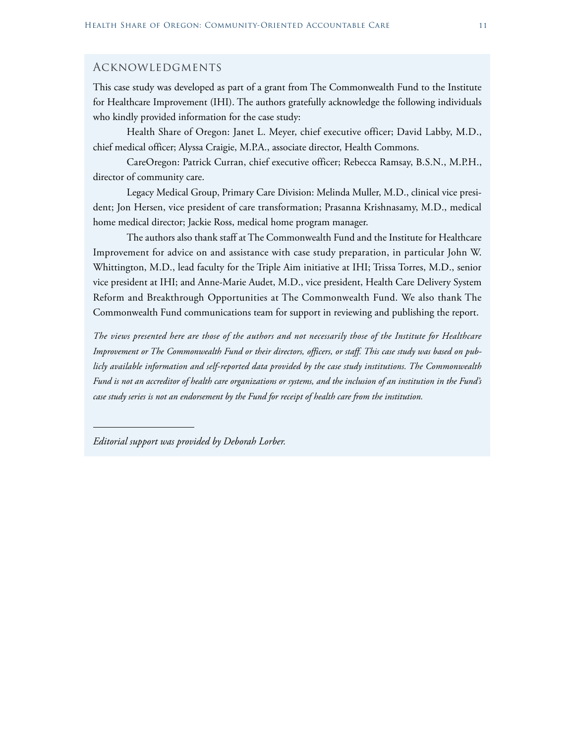## Acknowledgments

This case study was developed as part of a grant from The Commonwealth Fund to the Institute for Healthcare Improvement (IHI). The authors gratefully acknowledge the following individuals who kindly provided information for the case study:

Health Share of Oregon: Janet L. Meyer, chief executive officer; David Labby, M.D., chief medical officer; Alyssa Craigie, M.P.A., associate director, Health Commons.

CareOregon: Patrick Curran, chief executive officer; Rebecca Ramsay, B.S.N., M.P.H., director of community care.

Legacy Medical Group, Primary Care Division: Melinda Muller, M.D., clinical vice president; Jon Hersen, vice president of care transformation; Prasanna Krishnasamy, M.D., medical home medical director; Jackie Ross, medical home program manager.

The authors also thank staff at The Commonwealth Fund and the Institute for Healthcare Improvement for advice on and assistance with case study preparation, in particular John W. Whittington, M.D., lead faculty for the Triple Aim initiative at IHI; Trissa Torres, M.D., senior vice president at IHI; and Anne-Marie Audet, M.D., vice president, Health Care Delivery System Reform and Breakthrough Opportunities at The Commonwealth Fund. We also thank The Commonwealth Fund communications team for support in reviewing and publishing the report.

*The views presented here are those of the authors and not necessarily those of the Institute for Healthcare Improvement or The Commonwealth Fund or their directors, officers, or staff. This case study was based on publicly available information and self-reported data provided by the case study institutions. The Commonwealth Fund is not an accreditor of health care organizations or systems, and the inclusion of an institution in the Fund's case study series is not an endorsement by the Fund for receipt of health care from the institution.*

---

*Editorial support was provided by Deborah Lorber.*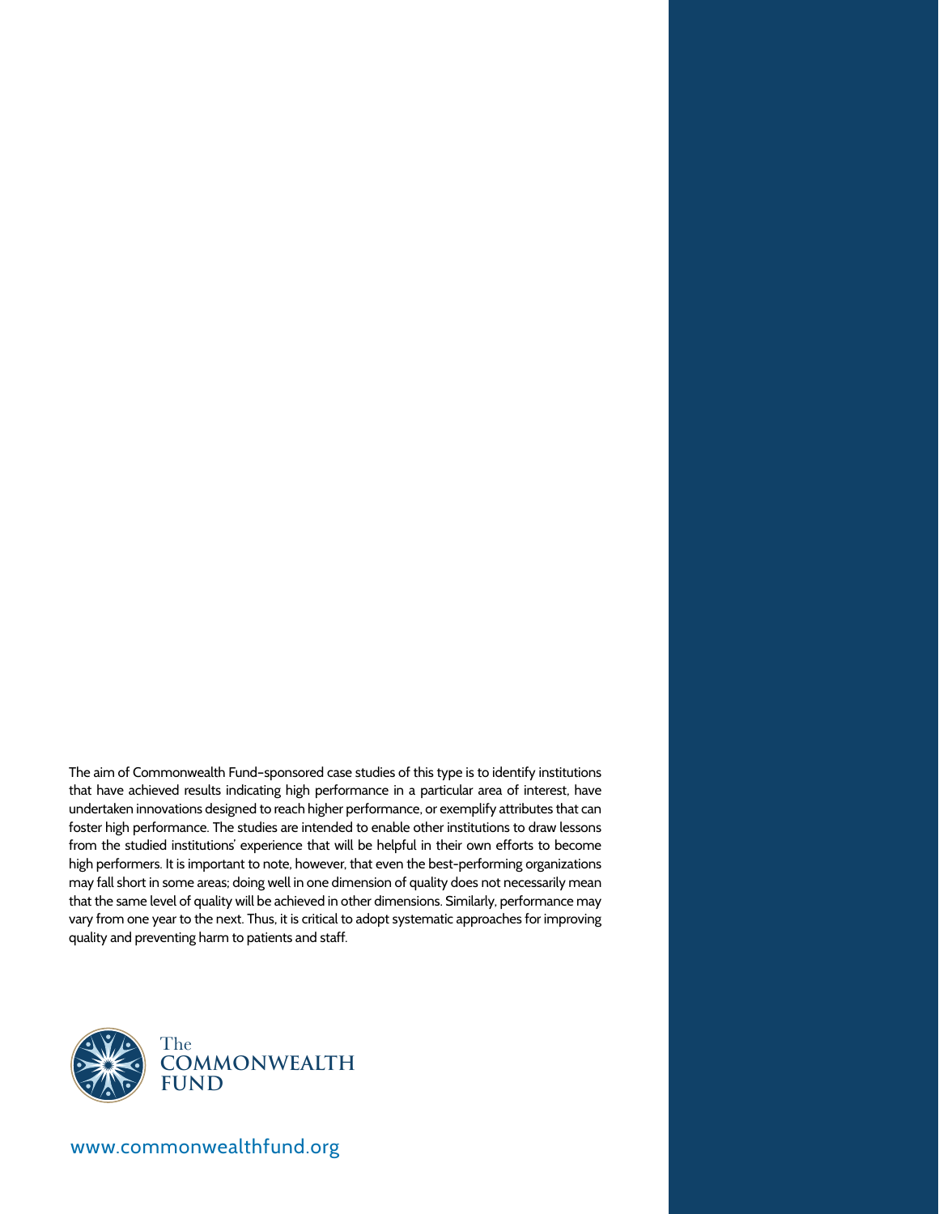The aim of Commonwealth Fund–sponsored case studies of this type is to identify institutions that have achieved results indicating high performance in a particular area of interest, have undertaken innovations designed to reach higher performance, or exemplify attributes that can foster high performance. The studies are intended to enable other institutions to draw lessons from the studied institutions' experience that will be helpful in their own efforts to become high performers. It is important to note, however, that even the best-performing organizations may fall short in some areas; doing well in one dimension of quality does not necessarily mean that the same level of quality will be achieved in other dimensions. Similarly, performance may vary from one year to the next. Thus, it is critical to adopt systematic approaches for improving quality and preventing harm to patients and staff.

The COMMONWEALTH FUND

www.commonwealthfund.org